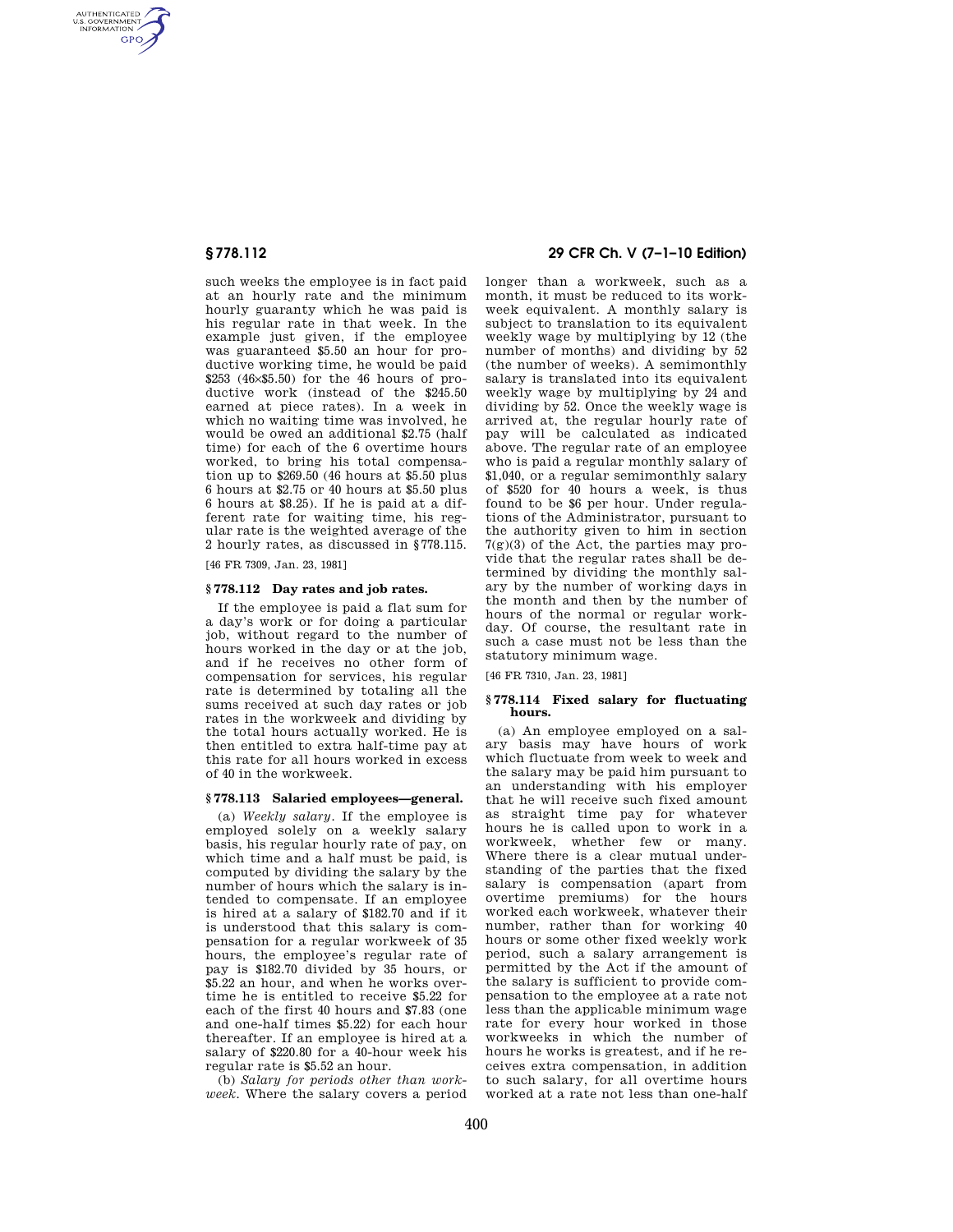such weeks the employee is in fact paid at an hourly rate and the minimum hourly guaranty which he was paid is his regular rate in that week. In the example just given, if the employee was guaranteed $5.50 an hour for productive working time, he would be paid $253 (46×$5.50) for the 46 hours of productive work (instead of the $245.50 earned at piece rates). In a week in which no waiting time was involved, he would be owed an additional $2.75 (half time) for each of the 6 overtime hours worked, to bring his total compensation up to $269.50 (46 hours at $5.50 plus 6 hours at $2.75 or 40 hours at $5.50 plus 6 hours at $8.25). If he is paid at a different rate for waiting time, his regular rate is the weighted average of the 2 hourly rates, as discussed in §778.115.

[46 FR 7309, Jan. 23, 1981]

### §778.112 Day rates and job rates.

If the employee is paid a flat sum for a day's work or for doing a particular job, without regard to the number of hours worked in the day or at the job, and if he receives no other form of compensation for services, his regular rate is determined by totaling all the sums received at such day rates or job rates in the workweek and dividing by the total hours actually worked. He is then entitled to extra half-time pay at this rate for all hours worked in excess of 40 in the workweek.

### §778.113 Salaried employees—general.

(a) *Weekly salary.* If the employee is employed solely on a weekly salary basis, his regular hourly rate of pay, on which time and a half must be paid, is computed by dividing the salary by the number of hours which the salary is intended to compensate. If an employee is hired at a salary of $182.70 and if it is understood that this salary is compensation for a regular workweek of 35 hours, the employee's regular rate of pay is $182.70 divided by 35 hours, or $5.22 an hour, and when he works overtime he is entitled to receive $5.22 for each of the first 40 hours and $7.83 (one and one-half times $5.22) for each hour thereafter. If an employee is hired at a salary of $220.80 for a 40-hour week his regular rate is $5.52 an hour.

(b) *Salary for periods other than workweek.* Where the salary covers a period longer than a workweek, such as a month, it must be reduced to its workweek equivalent. A monthly salary is subject to translation to its equivalent weekly wage by multiplying by 12 (the number of months) and dividing by 52 (the number of weeks). A semimonthly salary is translated into its equivalent weekly wage by multiplying by 24 and dividing by 52. Once the weekly wage is arrived at, the regular hourly rate of pay will be calculated as indicated above. The regular rate of an employee who is paid a regular monthly salary of $1,040, or a regular semimonthly salary of $520 for 40 hours a week, is thus found to be $6 per hour. Under regulations of the Administrator, pursuant to the authority given to him in section 7(g)(3) of the Act, the parties may provide that the regular rates shall be determined by dividing the monthly salary by the number of working days in the month and then by the number of hours of the normal or regular workday. Of course, the resultant rate in such a case must not be less than the statutory minimum wage.

[46 FR 7310, Jan. 23, 1981]

### §778.114 Fixed salary for fluctuating hours.

(a) An employee employed on a salary basis may have hours of work which fluctuate from week to week and the salary may be paid him pursuant to an understanding with his employer that he will receive such fixed amount as straight time pay for whatever hours he is called upon to work in a workweek, whether few or many. Where there is a clear mutual understanding of the parties that the fixed salary is compensation (apart from overtime premiums) for the hours worked each workweek, whatever their number, rather than for working 40 hours or some other fixed weekly work period, such a salary arrangement is permitted by the Act if the amount of the salary is sufficient to provide compensation to the employee at a rate not less than the applicable minimum wage rate for every hour worked in those workweeks in which the number of hours he works is greatest, and if he receives extra compensation, in addition to such salary, for all overtime hours worked at a rate not less than one-half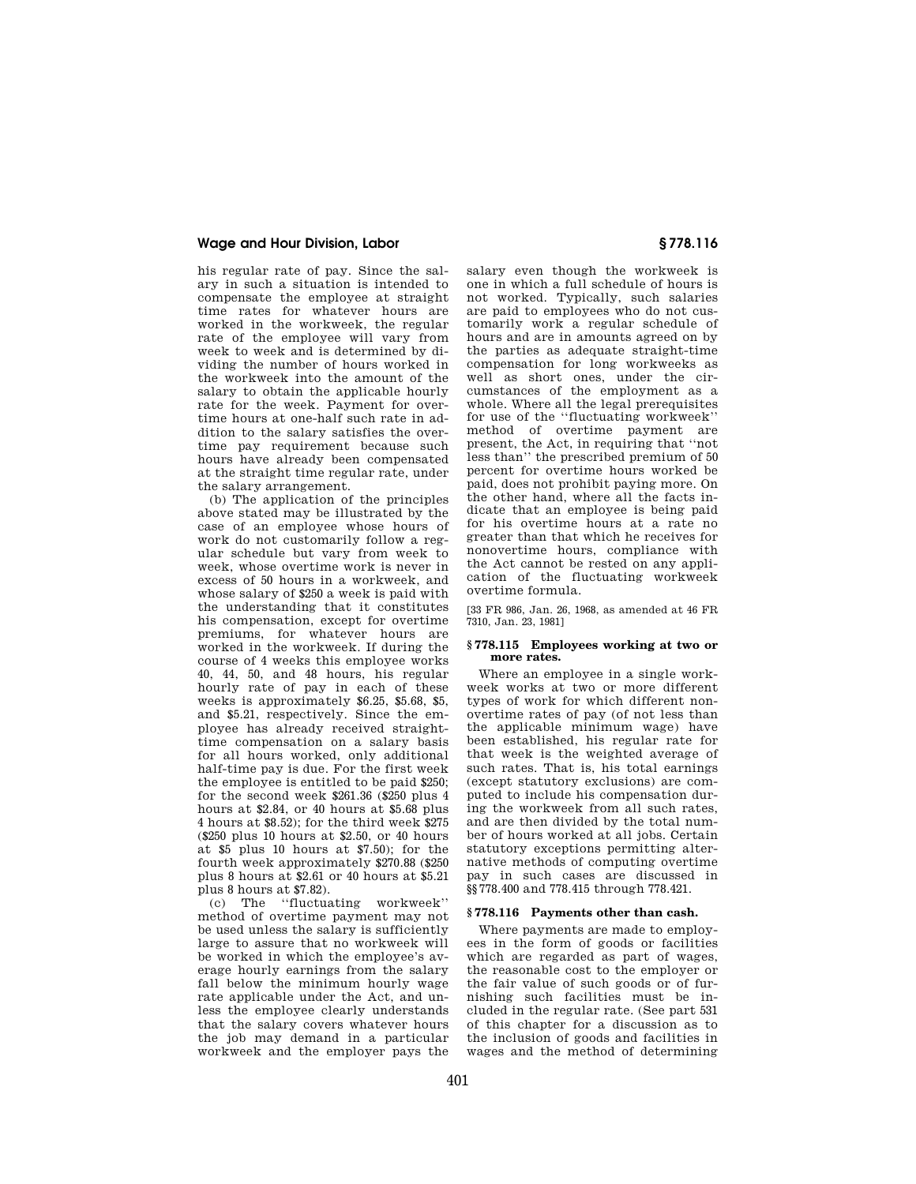his regular rate of pay. Since the salary in such a situation is intended to compensate the employee at straight time rates for whatever hours are worked in the workweek, the regular rate of the employee will vary from week to week and is determined by dividing the number of hours worked in the workweek into the amount of the salary to obtain the applicable hourly rate for the week. Payment for overtime hours at one-half such rate in addition to the salary satisfies the overtime pay requirement because such hours have already been compensated at the straight time regular rate, under the salary arrangement.

(b) The application of the principles above stated may be illustrated by the case of an employee whose hours of work do not customarily follow a regular schedule but vary from week to week, whose overtime work is never in excess of 50 hours in a workweek, and whose salary of $250 a week is paid with the understanding that it constitutes his compensation, except for overtime premiums, for whatever hours are worked in the workweek. If during the course of 4 weeks this employee works 40, 44, 50, and 48 hours, his regular hourly rate of pay in each of these weeks is approximately $6.25, $5.68, $5, and $5.21, respectively. Since the employee has already received straight-time compensation on a salary basis for all hours worked, only additional half-time pay is due. For the first week the employee is entitled to be paid $250; for the second week $261.36 ($250 plus 4 hours at $2.84, or 40 hours at $5.68 plus 4 hours at $8.52); for the third week $275 ($250 plus 10 hours at $2.50, or 40 hours at $5 plus 10 hours at $7.50); for the fourth week approximately $270.88 ($250 plus 8 hours at $2.61 or 40 hours at $5.21 plus 8 hours at $7.82).

(c) The "fluctuating workweek" method of overtime payment may not be used unless the salary is sufficiently large to assure that no workweek will be worked in which the employee's average hourly earnings from the salary fall below the minimum hourly wage rate applicable under the Act, and unless the employee clearly understands that the salary covers whatever hours the job may demand in a particular workweek and the employer pays the salary even though the workweek is one in which a full schedule of hours is not worked. Typically, such salaries are paid to employees who do not customarily work a regular schedule of hours and are in amounts agreed on by the parties as adequate straight-time compensation for long workweeks as well as short ones, under the circumstances of the employment as a whole. Where all the legal prerequisites for use of the "fluctuating workweek" method of overtime payment are present, the Act, in requiring that "not less than" the prescribed premium of 50 percent for overtime hours worked be paid, does not prohibit paying more. On the other hand, where all the facts indicate that an employee is being paid for his overtime hours at a rate no greater than that which he receives for nonovertime hours, compliance with the Act cannot be rested on any application of the fluctuating workweek overtime formula.

[33 FR 986, Jan. 26, 1968, as amended at 46 FR 7310, Jan. 23, 1981]

### § 778.115 Employees working at two or more rates.

Where an employee in a single workweek works at two or more different types of work for which different nonovertime rates of pay (of not less than the applicable minimum wage) have been established, his regular rate for that week is the weighted average of such rates. That is, his total earnings (except statutory exclusions) are computed to include his compensation during the workweek from all such rates, and are then divided by the total number of hours worked at all jobs. Certain statutory exceptions permitting alternative methods of computing overtime pay in such cases are discussed in §§ 778.400 and 778.415 through 778.421.

### § 778.116 Payments other than cash.

Where payments are made to employees in the form of goods or facilities which are regarded as part of wages, the reasonable cost to the employer or the fair value of such goods or of furnishing such facilities must be included in the regular rate. (See part 531 of this chapter for a discussion as to the inclusion of goods and facilities in wages and the method of determining